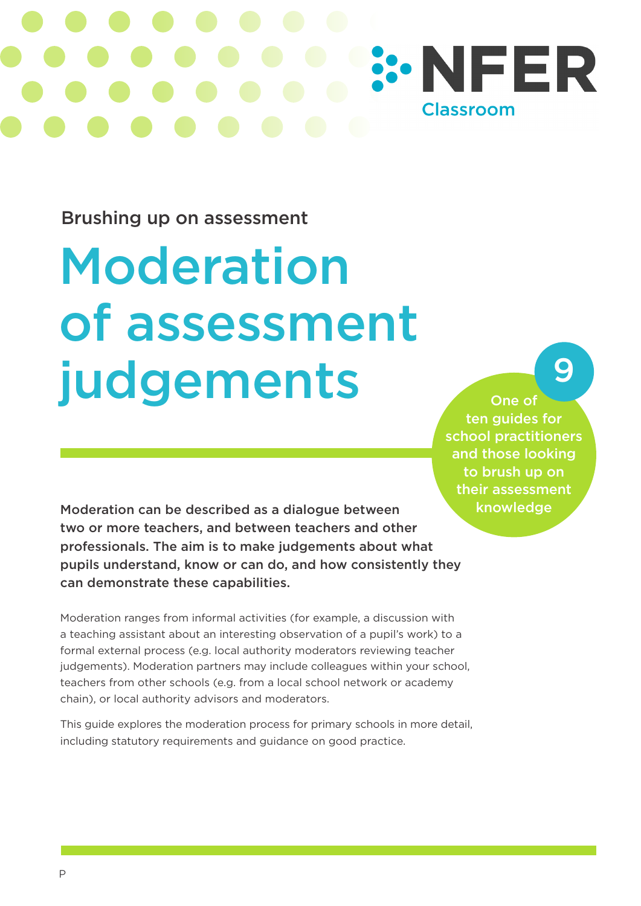NFER Classroom

Brushing up on assessment

# Moderation of assessment judgements

9

One of ten guides for school practitioners and those looking to brush up on their assessment knowledge

**Moderation can be described as a dialogue between two or more teachers, and between teachers and other professionals. The aim is to make judgements about what pupils understand, know or can do, and how consistently they can demonstrate these capabilities.**

Moderation ranges from informal activities (for example, a discussion with a teaching assistant about an interesting observation of a pupil's work) to a formal external process (e.g. local authority moderators reviewing teacher judgements). Moderation partners may include colleagues within your school, teachers from other schools (e.g. from a local school network or academy chain), or local authority advisors and moderators.

This guide explores the moderation process for primary schools in more detail, including statutory requirements and guidance on good practice.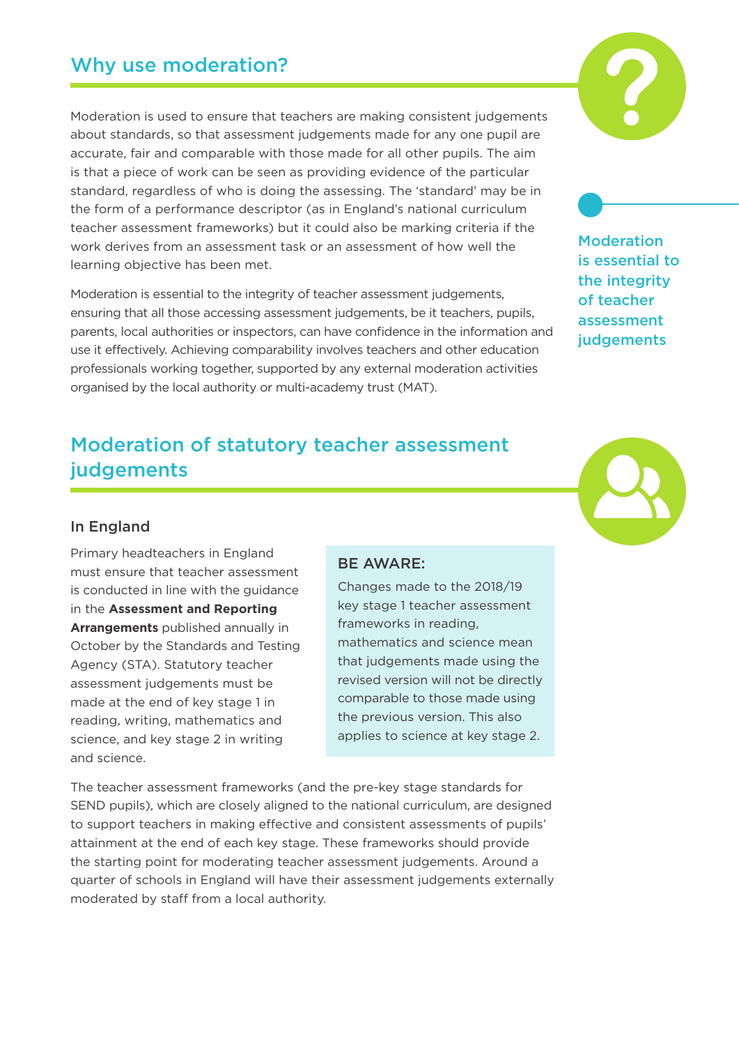## Why use moderation?

Moderation is used to ensure that teachers are making consistent judgements about standards, so that assessment judgements made for any one pupil are accurate, fair and comparable with those made for all other pupils. The aim is that a piece of work can be seen as providing evidence of the particular standard, regardless of who is doing the assessing. The 'standard' may be in the form of a performance descriptor (as in England's national curriculum teacher assessment frameworks) but it could also be marking criteria if the work derives from an assessment task or an assessment of how well the learning objective has been met.

Moderation is essential to the integrity of teacher assessment judgements, ensuring that all those accessing assessment judgements, be it teachers, pupils, parents, local authorities or inspectors, can have confidence in the information and use it effectively. Achieving comparability involves teachers and other education professionals working together, supported by any external moderation activities organised by the local authority or multi-academy trust (MAT).

> Moderation is essential to the integrity of teacher assessment judgements

## Moderation of statutory teacher assessment judgements

### In England

Primary headteachers in England must ensure that teacher assessment is conducted in line with the guidance in the **Assessment and Reporting Arrangements** published annually in October by the Standards and Testing Agency (STA). Statutory teacher assessment judgements must be made at the end of key stage 1 in reading, writing, mathematics and science, and key stage 2 in writing and science.

> **BE AWARE:**
>
> Changes made to the 2018/19 key stage 1 teacher assessment frameworks in reading, mathematics and science mean that judgements made using the revised version will not be directly comparable to those made using the previous version. This also applies to science at key stage 2.

The teacher assessment frameworks (and the pre-key stage standards for SEND pupils), which are closely aligned to the national curriculum, are designed to support teachers in making effective and consistent assessments of pupils' attainment at the end of each key stage. These frameworks should provide the starting point for moderating teacher assessment judgements. Around a quarter of schools in England will have their assessment judgements externally moderated by staff from a local authority.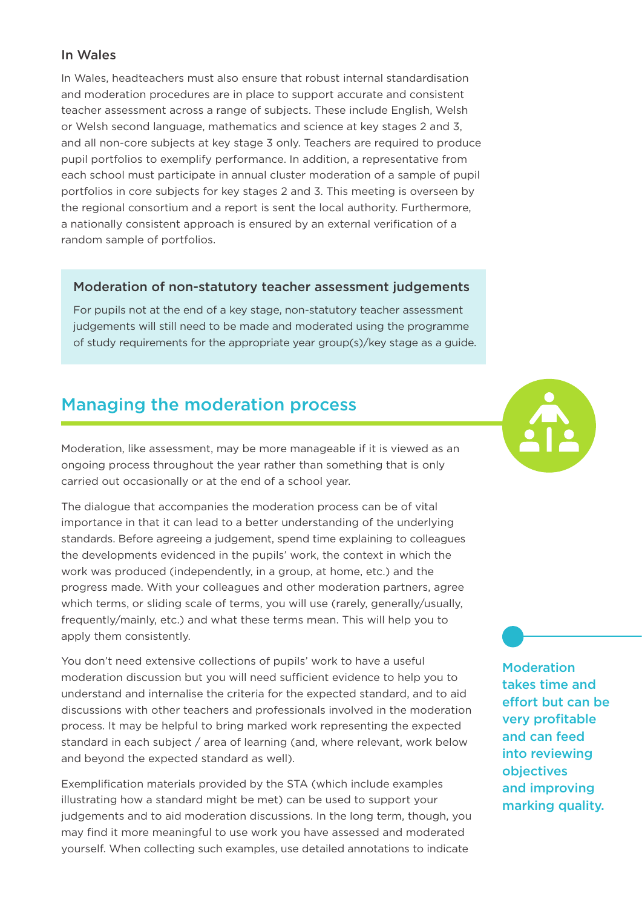### In Wales

In Wales, headteachers must also ensure that robust internal standardisation and moderation procedures are in place to support accurate and consistent teacher assessment across a range of subjects. These include English, Welsh or Welsh second language, mathematics and science at key stages 2 and 3, and all non-core subjects at key stage 3 only. Teachers are required to produce pupil portfolios to exemplify performance. In addition, a representative from each school must participate in annual cluster moderation of a sample of pupil portfolios in core subjects for key stages 2 and 3. This meeting is overseen by the regional consortium and a report is sent the local authority. Furthermore, a nationally consistent approach is ensured by an external verification of a random sample of portfolios.

> **Moderation of non-statutory teacher assessment judgements**
>
> For pupils not at the end of a key stage, non-statutory teacher assessment judgements will still need to be made and moderated using the programme of study requirements for the appropriate year group(s)/key stage as a guide.

## Managing the moderation process

Moderation, like assessment, may be more manageable if it is viewed as an ongoing process throughout the year rather than something that is only carried out occasionally or at the end of a school year.

The dialogue that accompanies the moderation process can be of vital importance in that it can lead to a better understanding of the underlying standards. Before agreeing a judgement, spend time explaining to colleagues the developments evidenced in the pupils' work, the context in which the work was produced (independently, in a group, at home, etc.) and the progress made. With your colleagues and other moderation partners, agree which terms, or sliding scale of terms, you will use (rarely, generally/usually, frequently/mainly, etc.) and what these terms mean. This will help you to apply them consistently.

You don't need extensive collections of pupils' work to have a useful moderation discussion but you will need sufficient evidence to help you to understand and internalise the criteria for the expected standard, and to aid discussions with other teachers and professionals involved in the moderation process. It may be helpful to bring marked work representing the expected standard in each subject / area of learning (and, where relevant, work below and beyond the expected standard as well).

Exemplification materials provided by the STA (which include examples illustrating how a standard might be met) can be used to support your judgements and to aid moderation discussions. In the long term, though, you may find it more meaningful to use work you have assessed and moderated yourself. When collecting such examples, use detailed annotations to indicate

**Moderation takes time and effort but can be very profitable and can feed into reviewing objectives and improving marking quality.**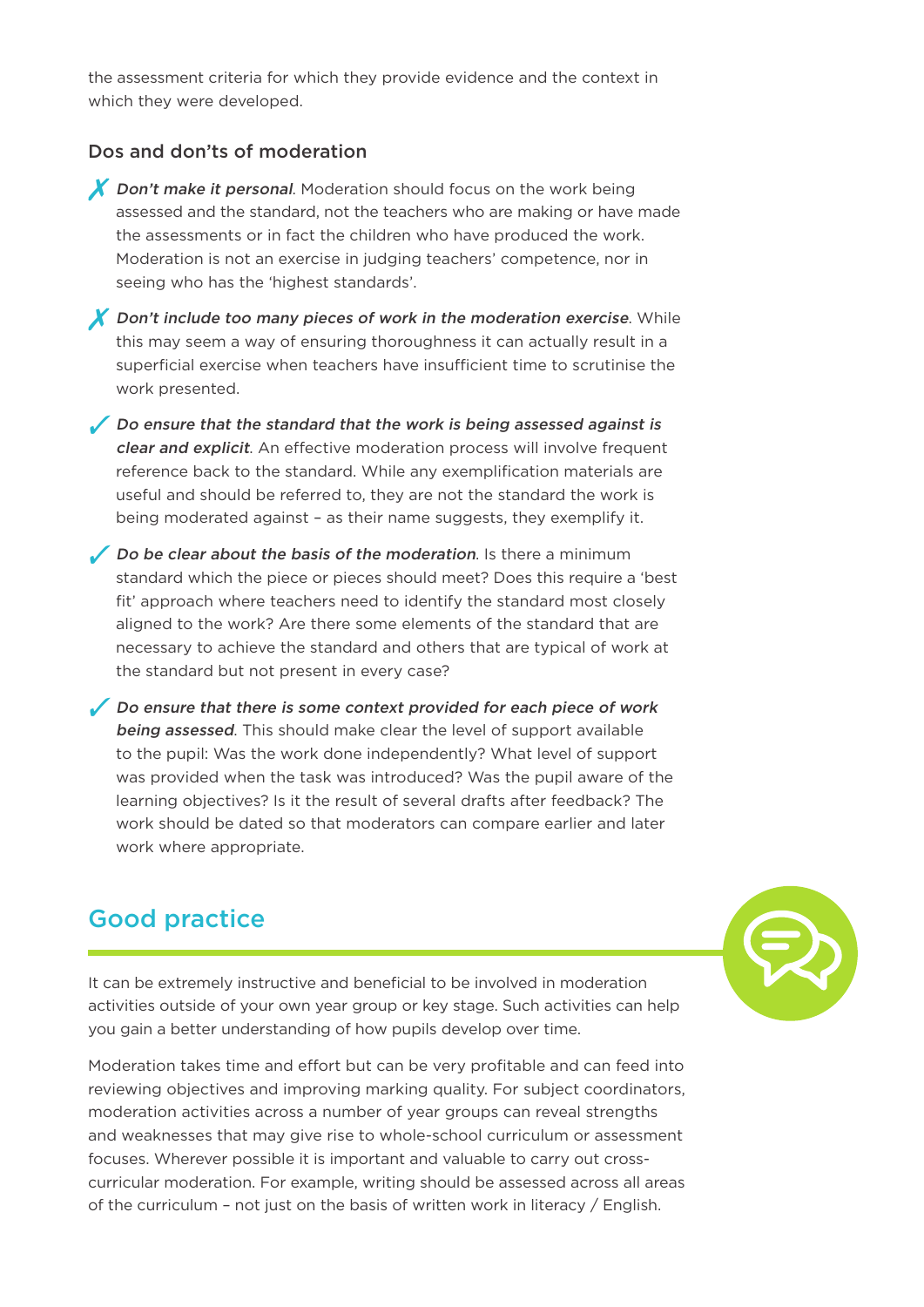the assessment criteria for which they provide evidence and the context in which they were developed.

### Dos and don'ts of moderation

- ✗ ***Don't make it personal***. Moderation should focus on the work being assessed and the standard, not the teachers who are making or have made the assessments or in fact the children who have produced the work. Moderation is not an exercise in judging teachers' competence, nor in seeing who has the 'highest standards'.
- ✗ ***Don't include too many pieces of work in the moderation exercise***. While this may seem a way of ensuring thoroughness it can actually result in a superficial exercise when teachers have insufficient time to scrutinise the work presented.
- ✓ ***Do ensure that the standard that the work is being assessed against is clear and explicit***. An effective moderation process will involve frequent reference back to the standard. While any exemplification materials are useful and should be referred to, they are not the standard the work is being moderated against – as their name suggests, they exemplify it.
- ✓ ***Do be clear about the basis of the moderation***. Is there a minimum standard which the piece or pieces should meet? Does this require a 'best fit' approach where teachers need to identify the standard most closely aligned to the work? Are there some elements of the standard that are necessary to achieve the standard and others that are typical of work at the standard but not present in every case?
- ✓ ***Do ensure that there is some context provided for each piece of work being assessed***. This should make clear the level of support available to the pupil: Was the work done independently? What level of support was provided when the task was introduced? Was the pupil aware of the learning objectives? Is it the result of several drafts after feedback? The work should be dated so that moderators can compare earlier and later work where appropriate.

## Good practice

It can be extremely instructive and beneficial to be involved in moderation activities outside of your own year group or key stage. Such activities can help you gain a better understanding of how pupils develop over time.

Moderation takes time and effort but can be very profitable and can feed into reviewing objectives and improving marking quality. For subject coordinators, moderation activities across a number of year groups can reveal strengths and weaknesses that may give rise to whole-school curriculum or assessment focuses. Wherever possible it is important and valuable to carry out cross-curricular moderation. For example, writing should be assessed across all areas of the curriculum – not just on the basis of written work in literacy / English.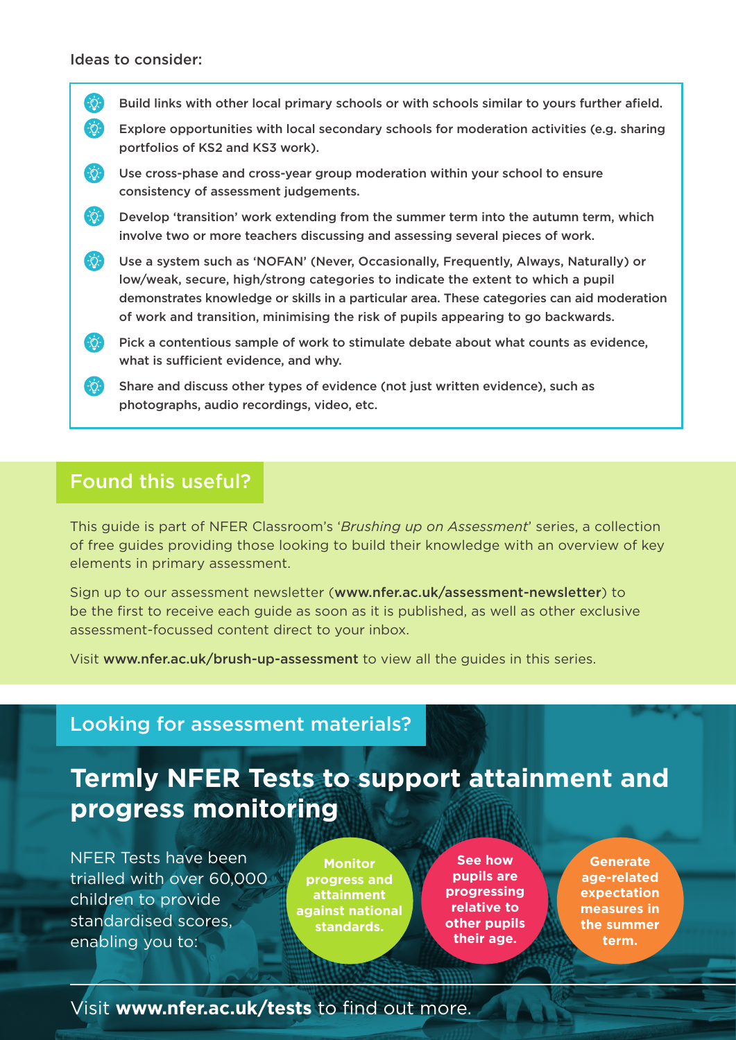Ideas to consider:

- Build links with other local primary schools or with schools similar to yours further afield.
- Explore opportunities with local secondary schools for moderation activities (e.g. sharing portfolios of KS2 and KS3 work).
- Use cross-phase and cross-year group moderation within your school to ensure consistency of assessment judgements.
- Develop 'transition' work extending from the summer term into the autumn term, which involve two or more teachers discussing and assessing several pieces of work.
- Use a system such as 'NOFAN' (Never, Occasionally, Frequently, Always, Naturally) or low/weak, secure, high/strong categories to indicate the extent to which a pupil demonstrates knowledge or skills in a particular area. These categories can aid moderation of work and transition, minimising the risk of pupils appearing to go backwards.
- Pick a contentious sample of work to stimulate debate about what counts as evidence, what is sufficient evidence, and why.
- Share and discuss other types of evidence (not just written evidence), such as photographs, audio recordings, video, etc.

## Found this useful?

This guide is part of NFER Classroom's '*Brushing up on Assessment*' series, a collection of free guides providing those looking to build their knowledge with an overview of key elements in primary assessment.

Sign up to our assessment newsletter (**www.nfer.ac.uk/assessment-newsletter**) to be the first to receive each guide as soon as it is published, as well as other exclusive assessment-focussed content direct to your inbox.

Visit **www.nfer.ac.uk/brush-up-assessment** to view all the guides in this series.

## Looking for assessment materials?

# Termly NFER Tests to support attainment and progress monitoring

NFER Tests have been trialled with over 60,000 children to provide standardised scores, enabling you to:

- **Monitor progress and attainment against national standards.**
- **See how pupils are progressing relative to other pupils their age.**
- **Generate age-related expectation measures in the summer term.**

Visit **www.nfer.ac.uk/tests** to find out more.